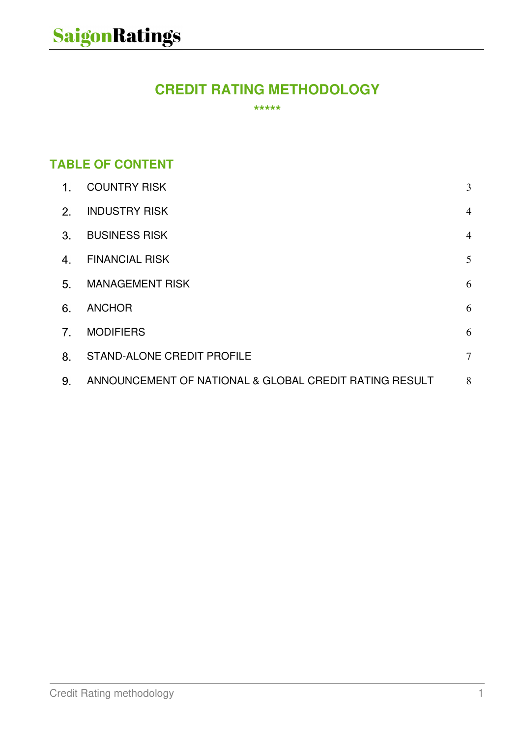SaigonRatings

# CREDIT RATING METHODOLOGY

*****

## TABLE OF CONTENT

| | | |
|---|---|---|
| 1. | COUNTRY RISK | 3 |
| 2. | INDUSTRY RISK | 4 |
| 3. | BUSINESS RISK | 4 |
| 4. | FINANCIAL RISK | 5 |
| 5. | MANAGEMENT RISK | 6 |
| 6. | ANCHOR | 6 |
| 7. | MODIFIERS | 6 |
| 8. | STAND-ALONE CREDIT PROFILE | 7 |
| 9. | ANNOUNCEMENT OF NATIONAL & GLOBAL CREDIT RATING RESULT | 8 |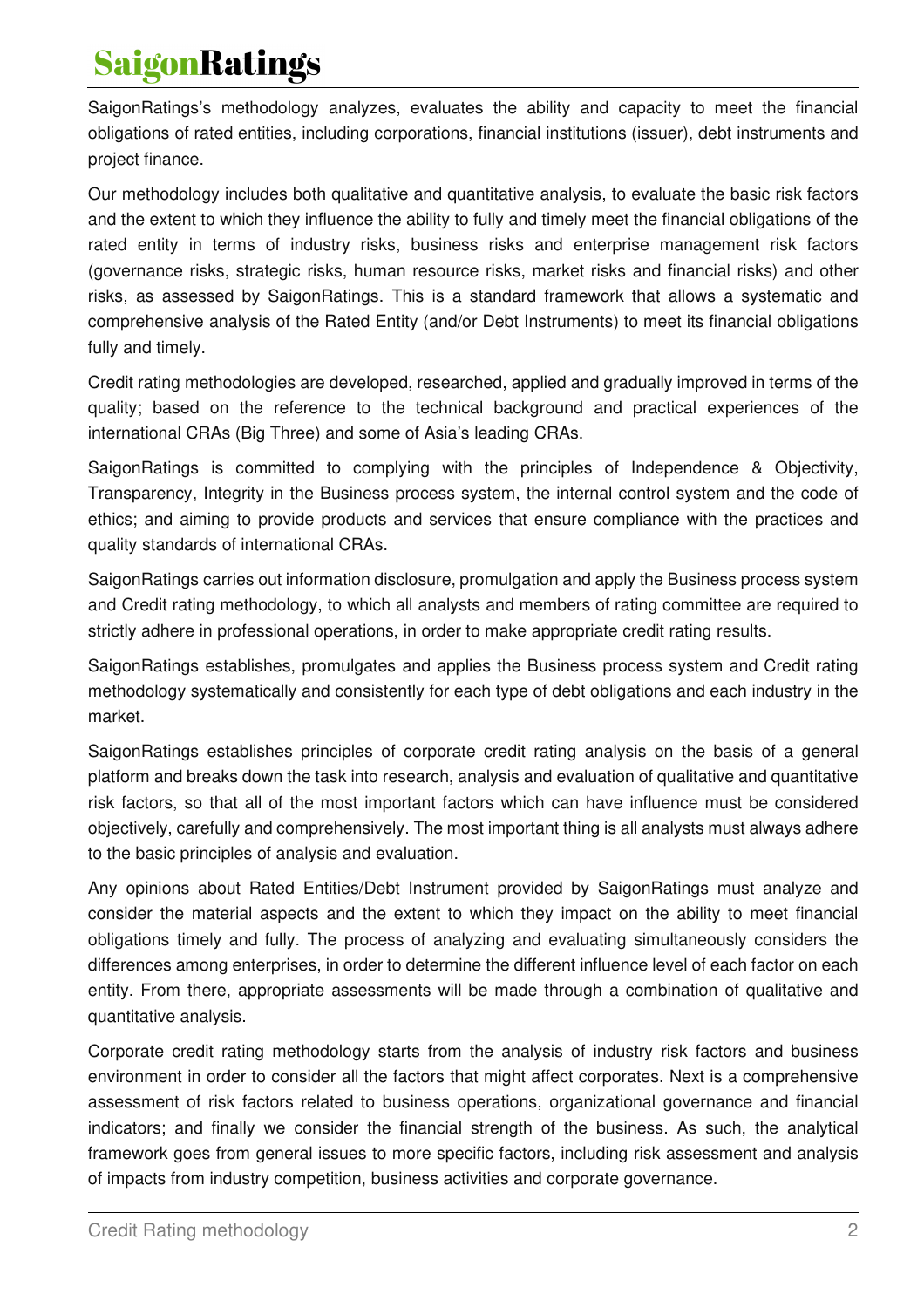SaigonRatings's methodology analyzes, evaluates the ability and capacity to meet the financial obligations of rated entities, including corporations, financial institutions (issuer), debt instruments and project finance.

Our methodology includes both qualitative and quantitative analysis, to evaluate the basic risk factors and the extent to which they influence the ability to fully and timely meet the financial obligations of the rated entity in terms of industry risks, business risks and enterprise management risk factors (governance risks, strategic risks, human resource risks, market risks and financial risks) and other risks, as assessed by SaigonRatings. This is a standard framework that allows a systematic and comprehensive analysis of the Rated Entity (and/or Debt Instruments) to meet its financial obligations fully and timely.

Credit rating methodologies are developed, researched, applied and gradually improved in terms of the quality; based on the reference to the technical background and practical experiences of the international CRAs (Big Three) and some of Asia's leading CRAs.

SaigonRatings is committed to complying with the principles of Independence & Objectivity, Transparency, Integrity in the Business process system, the internal control system and the code of ethics; and aiming to provide products and services that ensure compliance with the practices and quality standards of international CRAs.

SaigonRatings carries out information disclosure, promulgation and apply the Business process system and Credit rating methodology, to which all analysts and members of rating committee are required to strictly adhere in professional operations, in order to make appropriate credit rating results.

SaigonRatings establishes, promulgates and applies the Business process system and Credit rating methodology systematically and consistently for each type of debt obligations and each industry in the market.

SaigonRatings establishes principles of corporate credit rating analysis on the basis of a general platform and breaks down the task into research, analysis and evaluation of qualitative and quantitative risk factors, so that all of the most important factors which can have influence must be considered objectively, carefully and comprehensively. The most important thing is all analysts must always adhere to the basic principles of analysis and evaluation.

Any opinions about Rated Entities/Debt Instrument provided by SaigonRatings must analyze and consider the material aspects and the extent to which they impact on the ability to meet financial obligations timely and fully. The process of analyzing and evaluating simultaneously considers the differences among enterprises, in order to determine the different influence level of each factor on each entity. From there, appropriate assessments will be made through a combination of qualitative and quantitative analysis.

Corporate credit rating methodology starts from the analysis of industry risk factors and business environment in order to consider all the factors that might affect corporates. Next is a comprehensive assessment of risk factors related to business operations, organizational governance and financial indicators; and finally we consider the financial strength of the business. As such, the analytical framework goes from general issues to more specific factors, including risk assessment and analysis of impacts from industry competition, business activities and corporate governance.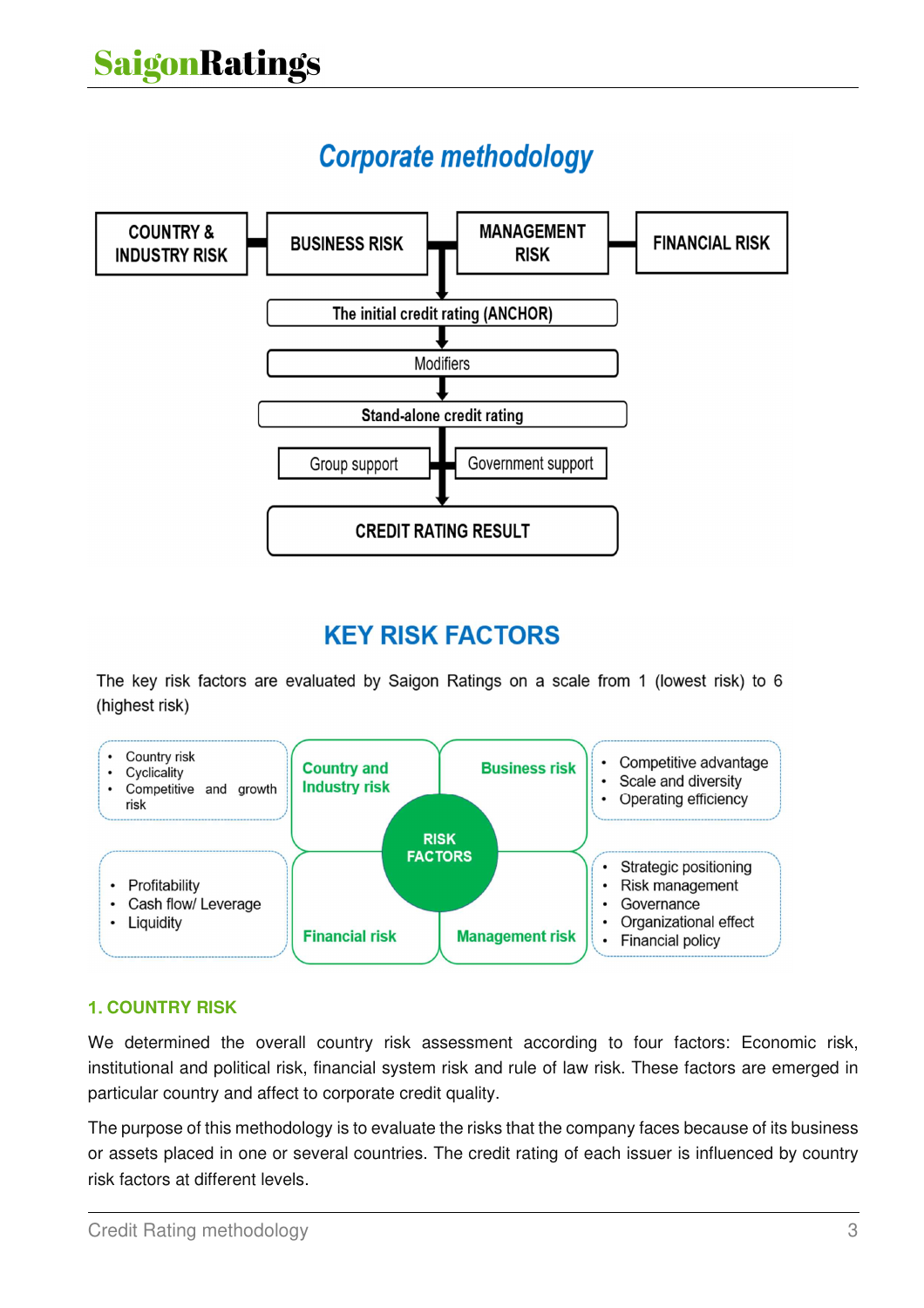## Corporate methodology

COUNTRY & INDUSTRY RISK — BUSINESS RISK — MANAGEMENT RISK — FINANCIAL RISK

The initial credit rating (ANCHOR)

Modifiers

Stand-alone credit rating

Group support — Government support

CREDIT RATING RESULT

## KEY RISK FACTORS

The key risk factors are evaluated by Saigon Ratings on a scale from 1 (lowest risk) to 6 (highest risk)

**RISK FACTORS**

**Country and Industry risk**
- Country risk
- Cyclicality
- Competitive and growth risk

**Business risk**
- Competitive advantage
- Scale and diversity
- Operating efficiency

**Financial risk**
- Profitability
- Cash flow/ Leverage
- Liquidity

**Management risk**
- Strategic positioning
- Risk management
- Governance
- Organizational effect
- Financial policy

### 1. COUNTRY RISK

We determined the overall country risk assessment according to four factors: Economic risk, institutional and political risk, financial system risk and rule of law risk. These factors are emerged in particular country and affect to corporate credit quality.

The purpose of this methodology is to evaluate the risks that the company faces because of its business or assets placed in one or several countries. The credit rating of each issuer is influenced by country risk factors at different levels.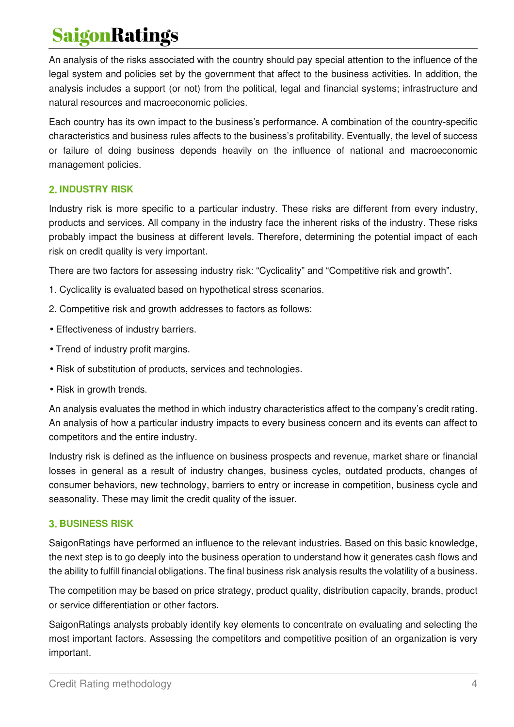An analysis of the risks associated with the country should pay special attention to the influence of the legal system and policies set by the government that affect to the business activities. In addition, the analysis includes a support (or not) from the political, legal and financial systems; infrastructure and natural resources and macroeconomic policies.

Each country has its own impact to the business's performance. A combination of the country-specific characteristics and business rules affects to the business's profitability. Eventually, the level of success or failure of doing business depends heavily on the influence of national and macroeconomic management policies.

## 2. INDUSTRY RISK

Industry risk is more specific to a particular industry. These risks are different from every industry, products and services. All company in the industry face the inherent risks of the industry. These risks probably impact the business at different levels. Therefore, determining the potential impact of each risk on credit quality is very important.

There are two factors for assessing industry risk: "Cyclicality" and "Competitive risk and growth".

1. Cyclicality is evaluated based on hypothetical stress scenarios.

2. Competitive risk and growth addresses to factors as follows:

- Effectiveness of industry barriers.
- Trend of industry profit margins.
- Risk of substitution of products, services and technologies.
- Risk in growth trends.

An analysis evaluates the method in which industry characteristics affect to the company's credit rating. An analysis of how a particular industry impacts to every business concern and its events can affect to competitors and the entire industry.

Industry risk is defined as the influence on business prospects and revenue, market share or financial losses in general as a result of industry changes, business cycles, outdated products, changes of consumer behaviors, new technology, barriers to entry or increase in competition, business cycle and seasonality. These may limit the credit quality of the issuer.

## 3. BUSINESS RISK

SaigonRatings have performed an influence to the relevant industries. Based on this basic knowledge, the next step is to go deeply into the business operation to understand how it generates cash flows and the ability to fulfill financial obligations. The final business risk analysis results the volatility of a business.

The competition may be based on price strategy, product quality, distribution capacity, brands, product or service differentiation or other factors.

SaigonRatings analysts probably identify key elements to concentrate on evaluating and selecting the most important factors. Assessing the competitors and competitive position of an organization is very important.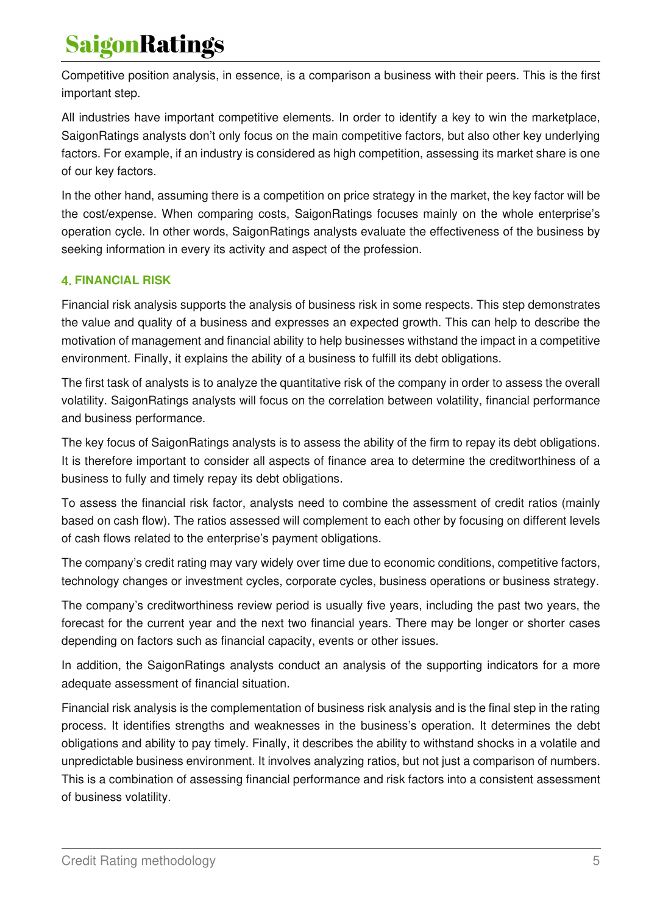Competitive position analysis, in essence, is a comparison a business with their peers. This is the first important step.

All industries have important competitive elements. In order to identify a key to win the marketplace, SaigonRatings analysts don't only focus on the main competitive factors, but also other key underlying factors. For example, if an industry is considered as high competition, assessing its market share is one of our key factors.

In the other hand, assuming there is a competition on price strategy in the market, the key factor will be the cost/expense. When comparing costs, SaigonRatings focuses mainly on the whole enterprise's operation cycle. In other words, SaigonRatings analysts evaluate the effectiveness of the business by seeking information in every its activity and aspect of the profession.

### 4. FINANCIAL RISK

Financial risk analysis supports the analysis of business risk in some respects. This step demonstrates the value and quality of a business and expresses an expected growth. This can help to describe the motivation of management and financial ability to help businesses withstand the impact in a competitive environment. Finally, it explains the ability of a business to fulfill its debt obligations.

The first task of analysts is to analyze the quantitative risk of the company in order to assess the overall volatility. SaigonRatings analysts will focus on the correlation between volatility, financial performance and business performance.

The key focus of SaigonRatings analysts is to assess the ability of the firm to repay its debt obligations. It is therefore important to consider all aspects of finance area to determine the creditworthiness of a business to fully and timely repay its debt obligations.

To assess the financial risk factor, analysts need to combine the assessment of credit ratios (mainly based on cash flow). The ratios assessed will complement to each other by focusing on different levels of cash flows related to the enterprise's payment obligations.

The company's credit rating may vary widely over time due to economic conditions, competitive factors, technology changes or investment cycles, corporate cycles, business operations or business strategy.

The company's creditworthiness review period is usually five years, including the past two years, the forecast for the current year and the next two financial years. There may be longer or shorter cases depending on factors such as financial capacity, events or other issues.

In addition, the SaigonRatings analysts conduct an analysis of the supporting indicators for a more adequate assessment of financial situation.

Financial risk analysis is the complementation of business risk analysis and is the final step in the rating process. It identifies strengths and weaknesses in the business's operation. It determines the debt obligations and ability to pay timely. Finally, it describes the ability to withstand shocks in a volatile and unpredictable business environment. It involves analyzing ratios, but not just a comparison of numbers. This is a combination of assessing financial performance and risk factors into a consistent assessment of business volatility.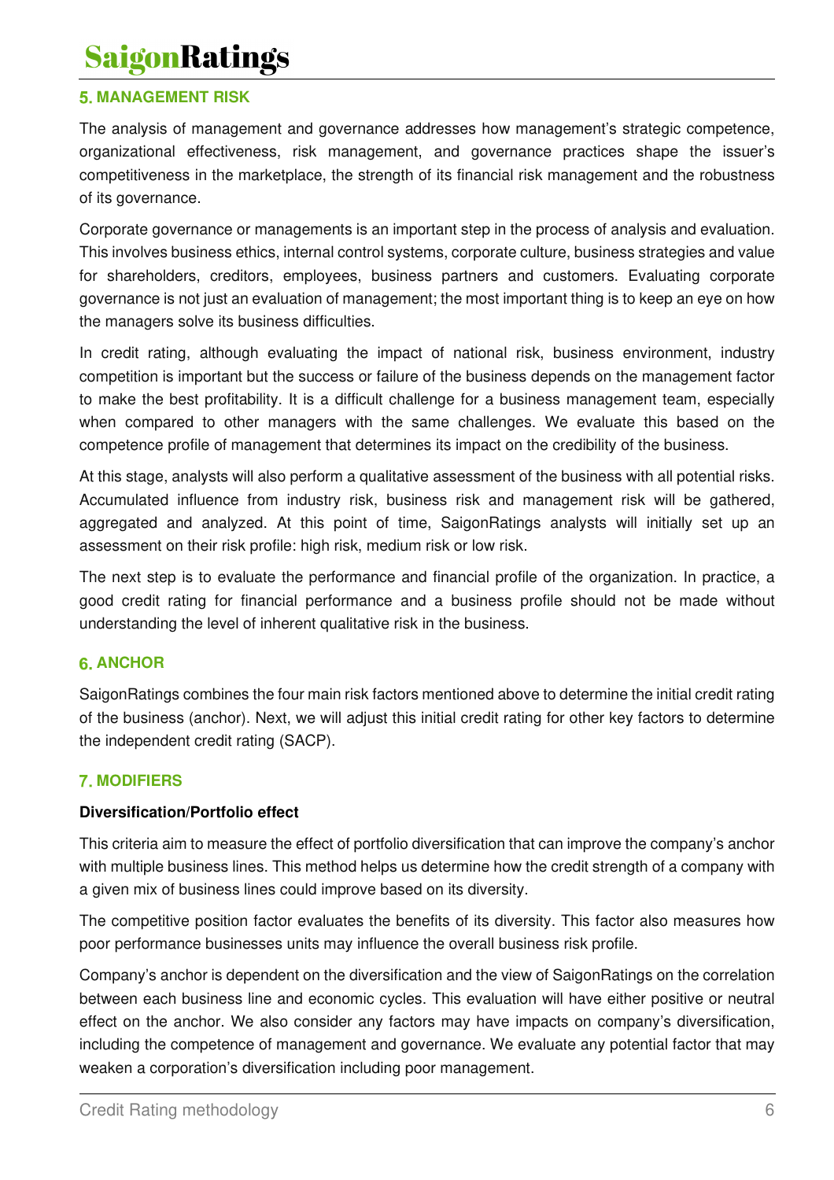## 5. MANAGEMENT RISK

The analysis of management and governance addresses how management's strategic competence, organizational effectiveness, risk management, and governance practices shape the issuer's competitiveness in the marketplace, the strength of its financial risk management and the robustness of its governance.

Corporate governance or managements is an important step in the process of analysis and evaluation. This involves business ethics, internal control systems, corporate culture, business strategies and value for shareholders, creditors, employees, business partners and customers. Evaluating corporate governance is not just an evaluation of management; the most important thing is to keep an eye on how the managers solve its business difficulties.

In credit rating, although evaluating the impact of national risk, business environment, industry competition is important but the success or failure of the business depends on the management factor to make the best profitability. It is a difficult challenge for a business management team, especially when compared to other managers with the same challenges. We evaluate this based on the competence profile of management that determines its impact on the credibility of the business.

At this stage, analysts will also perform a qualitative assessment of the business with all potential risks. Accumulated influence from industry risk, business risk and management risk will be gathered, aggregated and analyzed. At this point of time, SaigonRatings analysts will initially set up an assessment on their risk profile: high risk, medium risk or low risk.

The next step is to evaluate the performance and financial profile of the organization. In practice, a good credit rating for financial performance and a business profile should not be made without understanding the level of inherent qualitative risk in the business.

## 6. ANCHOR

SaigonRatings combines the four main risk factors mentioned above to determine the initial credit rating of the business (anchor). Next, we will adjust this initial credit rating for other key factors to determine the independent credit rating (SACP).

## 7. MODIFIERS

**Diversification/Portfolio effect**

This criteria aim to measure the effect of portfolio diversification that can improve the company's anchor with multiple business lines. This method helps us determine how the credit strength of a company with a given mix of business lines could improve based on its diversity.

The competitive position factor evaluates the benefits of its diversity. This factor also measures how poor performance businesses units may influence the overall business risk profile.

Company's anchor is dependent on the diversification and the view of SaigonRatings on the correlation between each business line and economic cycles. This evaluation will have either positive or neutral effect on the anchor. We also consider any factors may have impacts on company's diversification, including the competence of management and governance. We evaluate any potential factor that may weaken a corporation's diversification including poor management.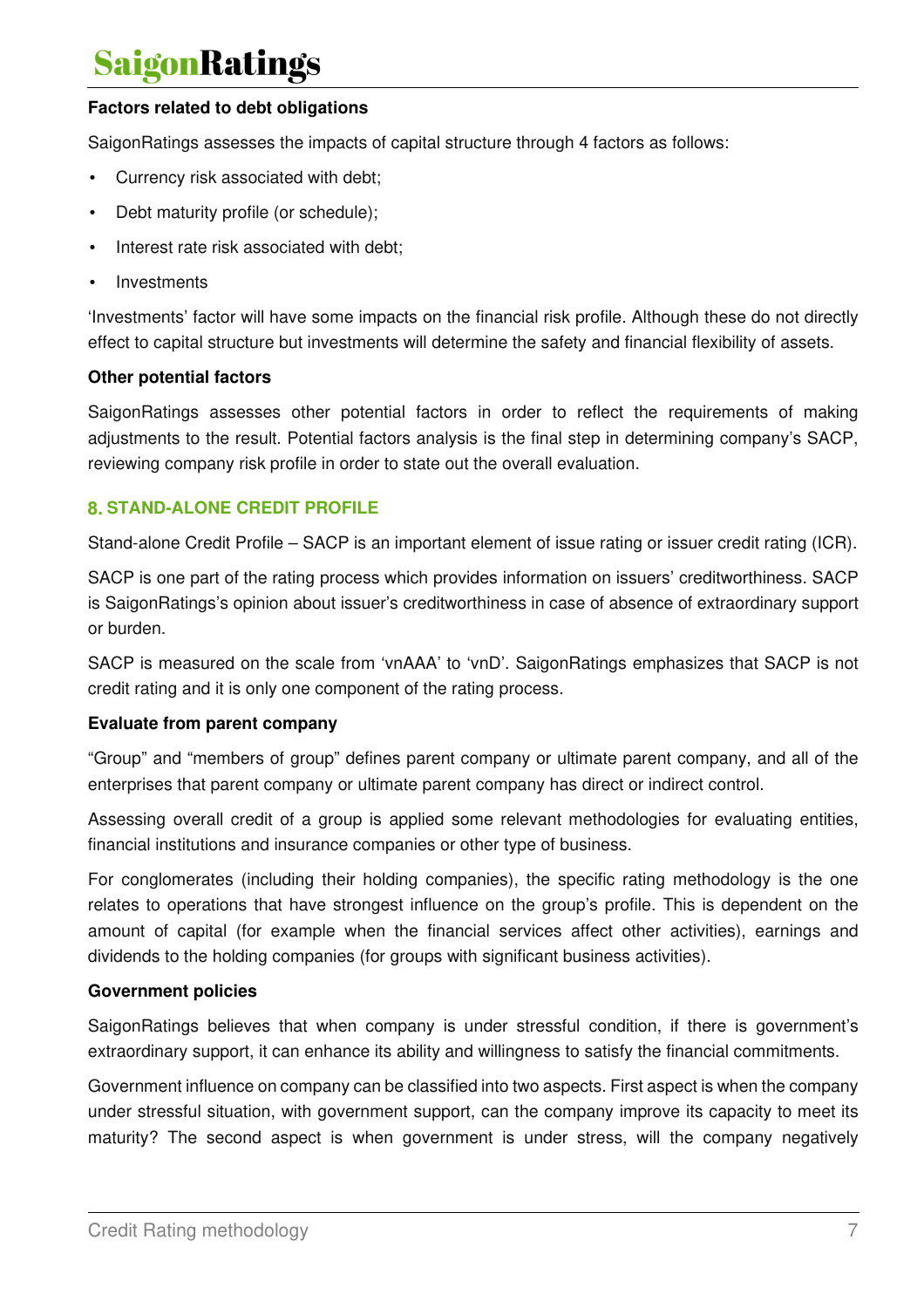**Factors related to debt obligations**

SaigonRatings assesses the impacts of capital structure through 4 factors as follows:

- Currency risk associated with debt;
- Debt maturity profile (or schedule);
- Interest rate risk associated with debt;
- Investments

'Investments' factor will have some impacts on the financial risk profile. Although these do not directly effect to capital structure but investments will determine the safety and financial flexibility of assets.

**Other potential factors**

SaigonRatings assesses other potential factors in order to reflect the requirements of making adjustments to the result. Potential factors analysis is the final step in determining company's SACP, reviewing company risk profile in order to state out the overall evaluation.

## 8. STAND-ALONE CREDIT PROFILE

Stand-alone Credit Profile – SACP is an important element of issue rating or issuer credit rating (ICR).

SACP is one part of the rating process which provides information on issuers' creditworthiness. SACP is SaigonRatings's opinion about issuer's creditworthiness in case of absence of extraordinary support or burden.

SACP is measured on the scale from 'vnAAA' to 'vnD'. SaigonRatings emphasizes that SACP is not credit rating and it is only one component of the rating process.

**Evaluate from parent company**

"Group" and "members of group" defines parent company or ultimate parent company, and all of the enterprises that parent company or ultimate parent company has direct or indirect control.

Assessing overall credit of a group is applied some relevant methodologies for evaluating entities, financial institutions and insurance companies or other type of business.

For conglomerates (including their holding companies), the specific rating methodology is the one relates to operations that have strongest influence on the group's profile. This is dependent on the amount of capital (for example when the financial services affect other activities), earnings and dividends to the holding companies (for groups with significant business activities).

**Government policies**

SaigonRatings believes that when company is under stressful condition, if there is government's extraordinary support, it can enhance its ability and willingness to satisfy the financial commitments.

Government influence on company can be classified into two aspects. First aspect is when the company under stressful situation, with government support, can the company improve its capacity to meet its maturity? The second aspect is when government is under stress, will the company negatively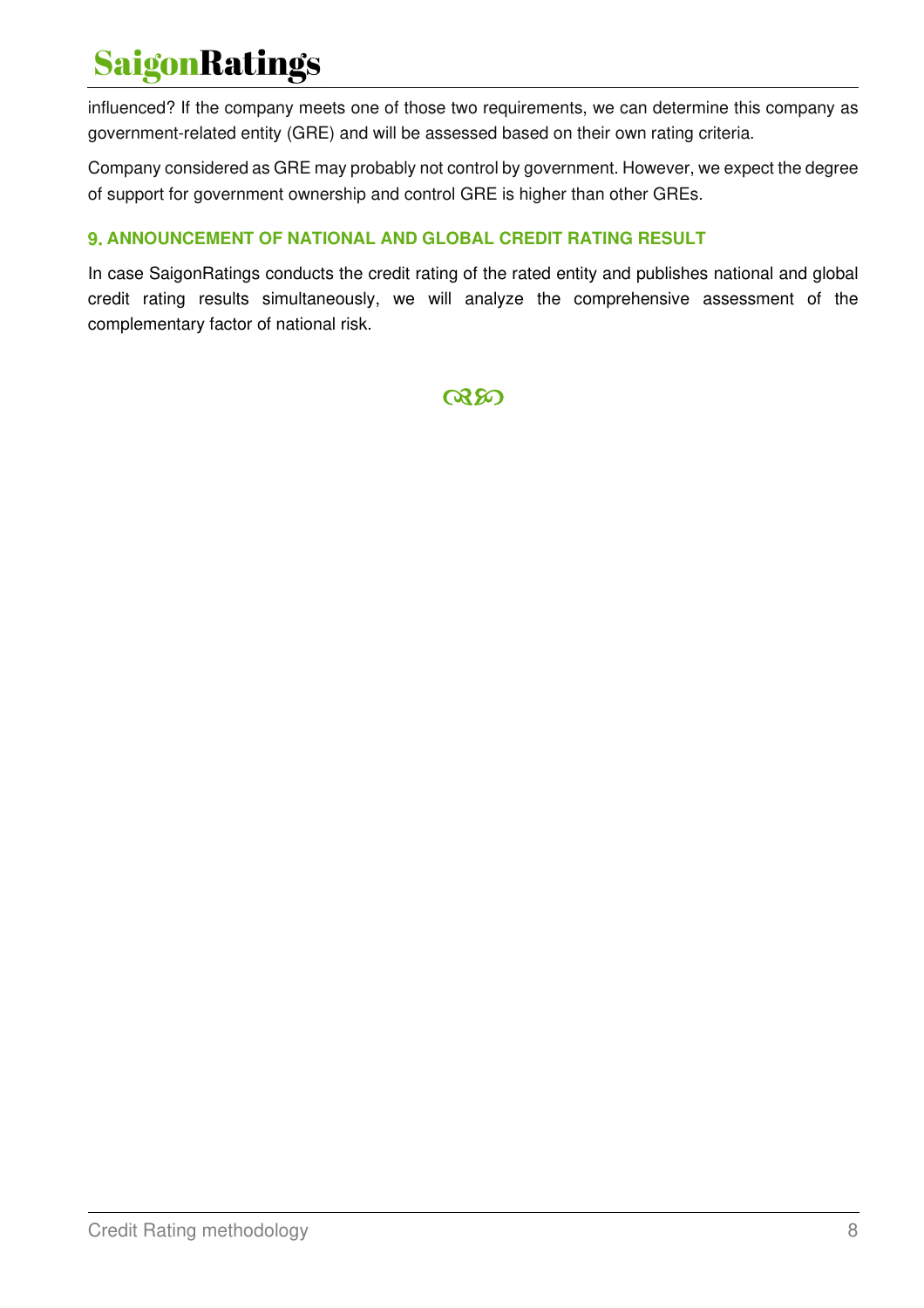influenced? If the company meets one of those two requirements, we can determine this company as government-related entity (GRE) and will be assessed based on their own rating criteria.

Company considered as GRE may probably not control by government. However, we expect the degree of support for government ownership and control GRE is higher than other GREs.

## 9. ANNOUNCEMENT OF NATIONAL AND GLOBAL CREDIT RATING RESULT

In case SaigonRatings conducts the credit rating of the rated entity and publishes national and global credit rating results simultaneously, we will analyze the comprehensive assessment of the complementary factor of national risk.